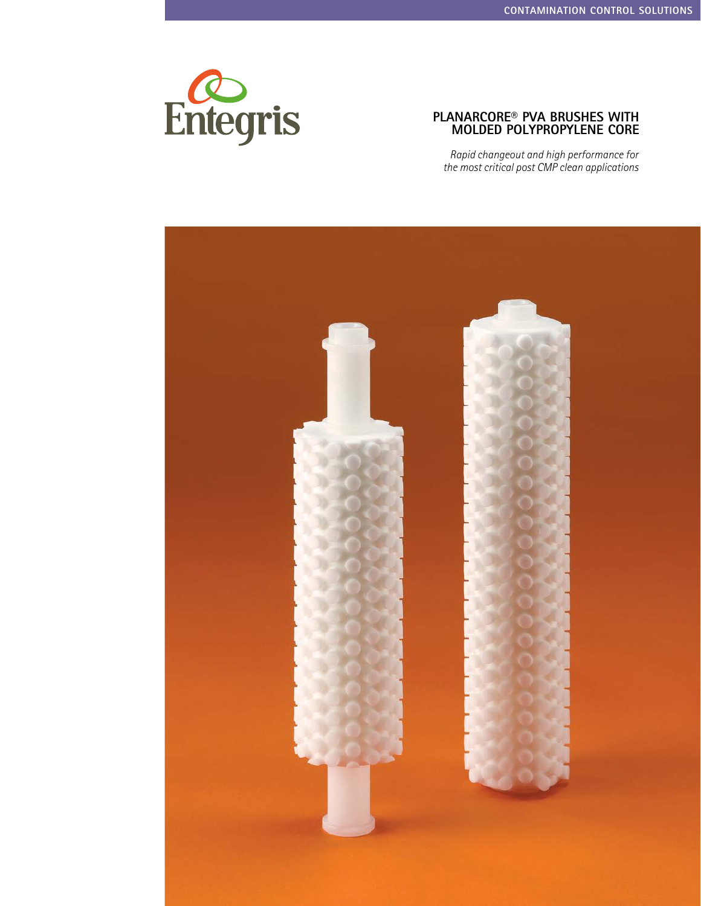CONTAMINATION CONTROL SOLUTIONS

Entegris

# PLANARCORE® PVA BRUSHES WITH MOLDED POLYPROPYLENE CORE

*Rapid changeout and high performance for the most critical post CMP clean applications*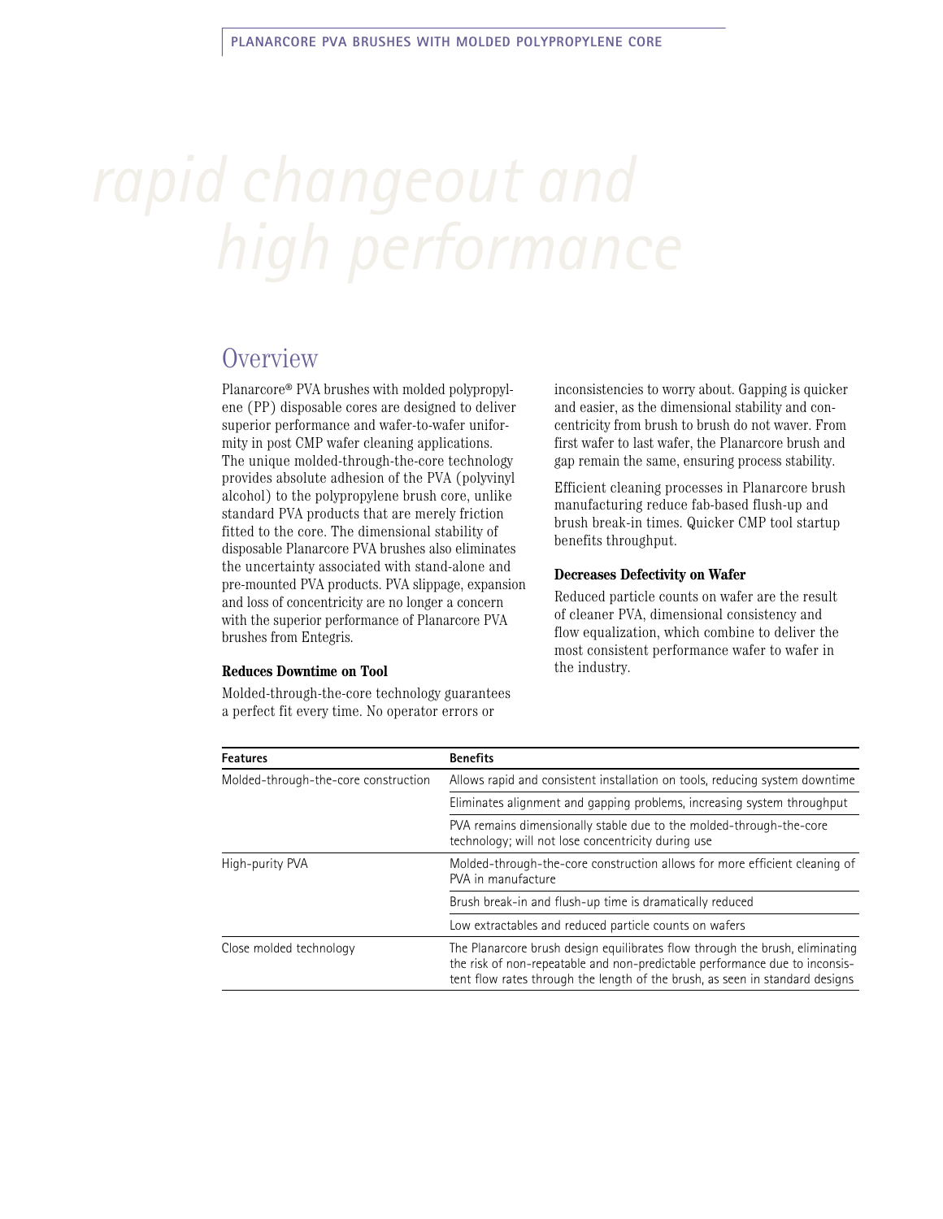# rapid changeout and high performance

## Overview

Planarcore® PVA brushes with molded polypropylene (PP) disposable cores are designed to deliver superior performance and wafer-to-wafer uniformity in post CMP wafer cleaning applications. The unique molded-through-the-core technology provides absolute adhesion of the PVA (polyvinyl alcohol) to the polypropylene brush core, unlike standard PVA products that are merely friction fitted to the core. The dimensional stability of disposable Planarcore PVA brushes also eliminates the uncertainty associated with stand-alone and pre-mounted PVA products. PVA slippage, expansion and loss of concentricity are no longer a concern with the superior performance of Planarcore PVA brushes from Entegris.

**Reduces Downtime on Tool**

Molded-through-the-core technology guarantees a perfect fit every time. No operator errors or inconsistencies to worry about. Gapping is quicker and easier, as the dimensional stability and concentricity from brush to brush do not waver. From first wafer to last wafer, the Planarcore brush and gap remain the same, ensuring process stability.

Efficient cleaning processes in Planarcore brush manufacturing reduce fab-based flush-up and brush break-in times. Quicker CMP tool startup benefits throughput.

**Decreases Defectivity on Wafer**

Reduced particle counts on wafer are the result of cleaner PVA, dimensional consistency and flow equalization, which combine to deliver the most consistent performance wafer to wafer in the industry.

| Features | Benefits |
|---|---|
| Molded-through-the-core construction | Allows rapid and consistent installation on tools, reducing system downtime |
| | Eliminates alignment and gapping problems, increasing system throughput |
| | PVA remains dimensionally stable due to the molded-through-the-core technology; will not lose concentricity during use |
| High-purity PVA | Molded-through-the-core construction allows for more efficient cleaning of PVA in manufacture |
| | Brush break-in and flush-up time is dramatically reduced |
| | Low extractables and reduced particle counts on wafers |
| Close molded technology | The Planarcore brush design equilibrates flow through the brush, eliminating the risk of non-repeatable and non-predictable performance due to inconsistent flow rates through the length of the brush, as seen in standard designs |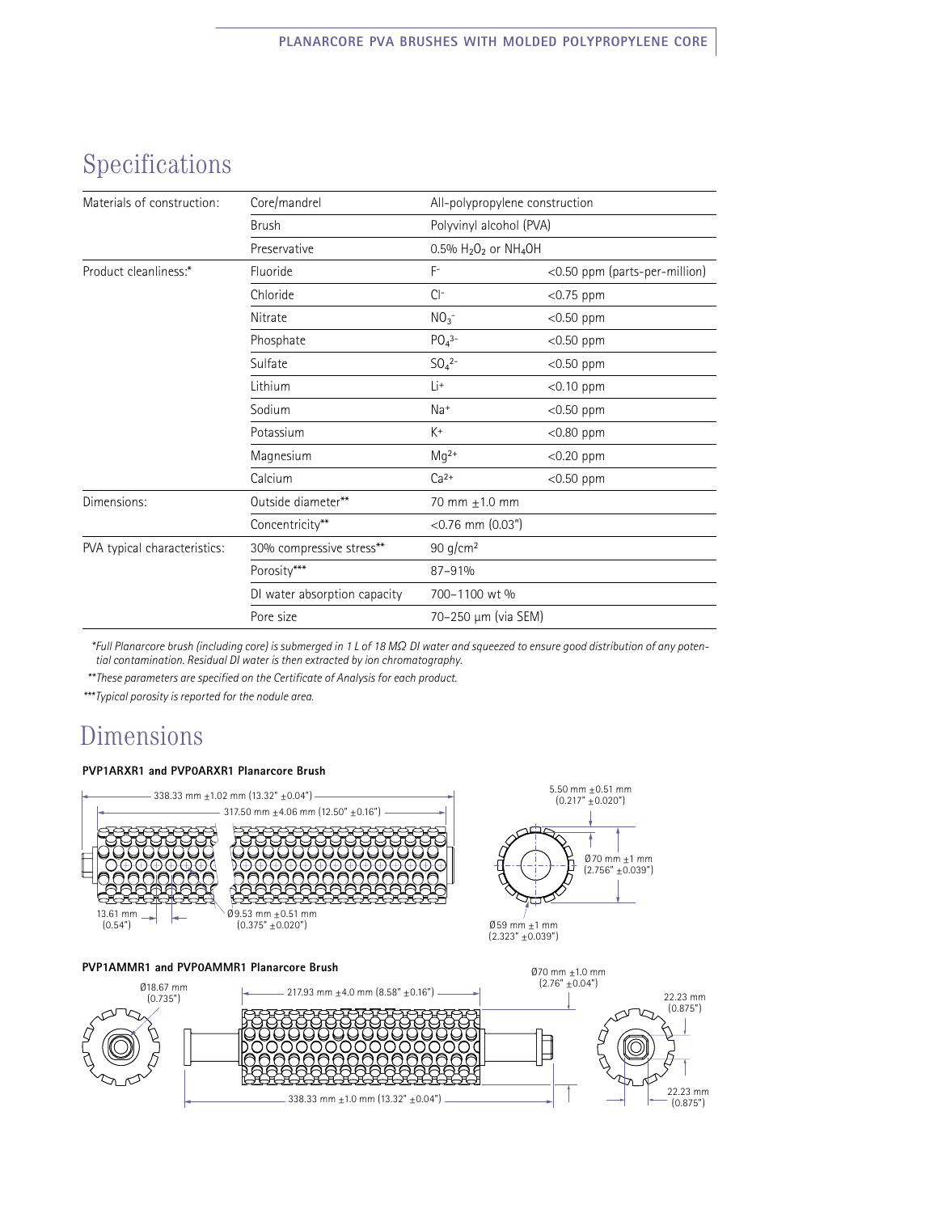# Specifications

| | | | |
|---|---|---|---|
| Materials of construction: | Core/mandrel | All-polypropylene construction | |
| | Brush | Polyvinyl alcohol (PVA) | |
| | Preservative | 0.5% $H_2O_2$ or $NH_4OH$ | |
| Product cleanliness:* | Fluoride | $F^-$ | <0.50 ppm (parts-per-million) |
| | Chloride | $Cl^-$ | <0.75 ppm |
| | Nitrate | $NO_3^-$ | <0.50 ppm |
| | Phosphate | $PO_4^{3-}$ | <0.50 ppm |
| | Sulfate | $SO_4^{2-}$ | <0.50 ppm |
| | Lithium | $Li^+$ | <0.10 ppm |
| | Sodium | $Na^+$ | <0.50 ppm |
| | Potassium | $K^+$ | <0.80 ppm |
| | Magnesium | $Mg^{2+}$ | <0.20 ppm |
| | Calcium | $Ca^{2+}$ | <0.50 ppm |
| Dimensions: | Outside diameter** | 70 mm ±1.0 mm | |
| | Concentricity** | <0.76 mm (0.03") | |
| PVA typical characteristics: | 30% compressive stress** | 90 g/cm² | |
| | Porosity*** | 87–91% | |
| | DI water absorption capacity | 700–1100 wt % | |
| | Pore size | 70–250 µm (via SEM) | |

*\*Full Planarcore brush (including core) is submerged in 1 L of 18 MΩ DI water and squeezed to ensure good distribution of any potential contamination. Residual DI water is then extracted by ion chromatography.*

*\*\*These parameters are specified on the Certificate of Analysis for each product.*

*\*\*\*Typical porosity is reported for the nodule area.*

# Dimensions

**PVP1ARXR1 and PVP0ARXR1 Planarcore Brush**

338.33 mm ±1.02 mm (13.32" ±0.04")

317.50 mm ±4.06 mm (12.50" ±0.16")

13.61 mm (0.54")

Ø9.53 mm ±0.51 mm (0.375" ±0.020")

5.50 mm ±0.51 mm (0.217" ±0.020")

Ø70 mm ±1 mm (2.756" ±0.039")

Ø59 mm ±1 mm (2.323" ±0.039")

**PVP1AMMR1 and PVP0AMMR1 Planarcore Brush**

Ø18.67 mm (0.735")

217.93 mm ±4.0 mm (8.58" ±0.16")

Ø70 mm ±1.0 mm (2.76" ±0.04")

22.23 mm (0.875")

338.33 mm ±1.0 mm (13.32" ±0.04")

22.23 mm (0.875")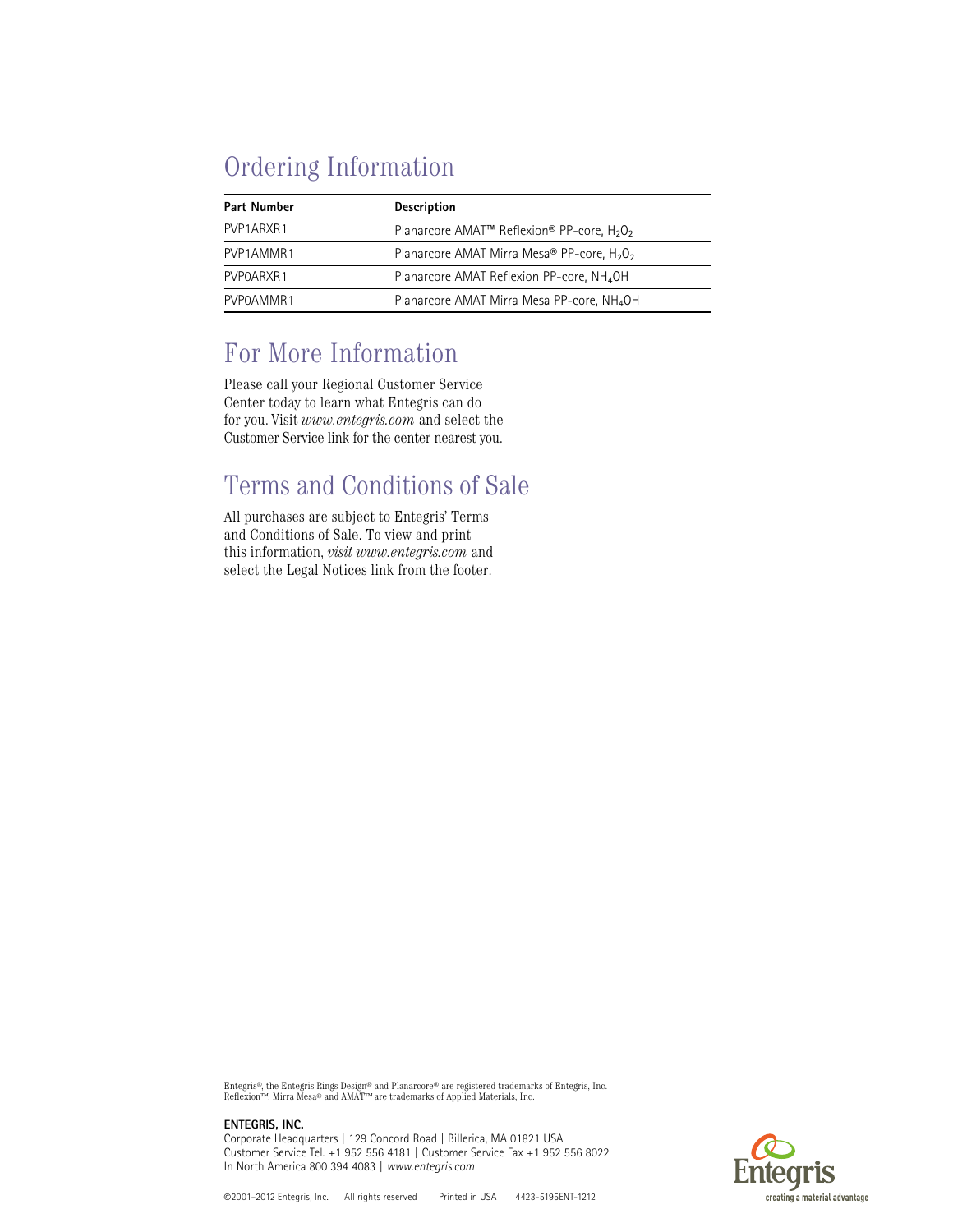## Ordering Information

| Part Number | Description |
|---|---|
| PVP1ARXR1 | Planarcore AMAT™ Reflexion® PP-core, $H_2O_2$ |
| PVP1AMMR1 | Planarcore AMAT Mirra Mesa® PP-core, $H_2O_2$ |
| PVP0ARXR1 | Planarcore AMAT Reflexion PP-core, $NH_4OH$ |
| PVP0AMMR1 | Planarcore AMAT Mirra Mesa PP-core, $NH_4OH$ |

## For More Information

Please call your Regional Customer Service Center today to learn what Entegris can do for you. Visit *www.entegris.com* and select the Customer Service link for the center nearest you.

## Terms and Conditions of Sale

All purchases are subject to Entegris' Terms and Conditions of Sale. To view and print this information, *visit www.entegris.com* and select the Legal Notices link from the footer.

Entegris®, the Entegris Rings Design® and Planarcore® are registered trademarks of Entegris, Inc.
Reflexion™, Mirra Mesa® and AMAT™ are trademarks of Applied Materials, Inc.

**ENTEGRIS, INC.**
Corporate Headquarters | 129 Concord Road | Billerica, MA 01821 USA
Customer Service Tel. +1 952 556 4181 | Customer Service Fax +1 952 556 8022
In North America 800 394 4083 | *www.entegris.com*

©2001–2012 Entegris, Inc. All rights reserved Printed in USA 4423-5195ENT-1212

Entegris
creating a material advantage